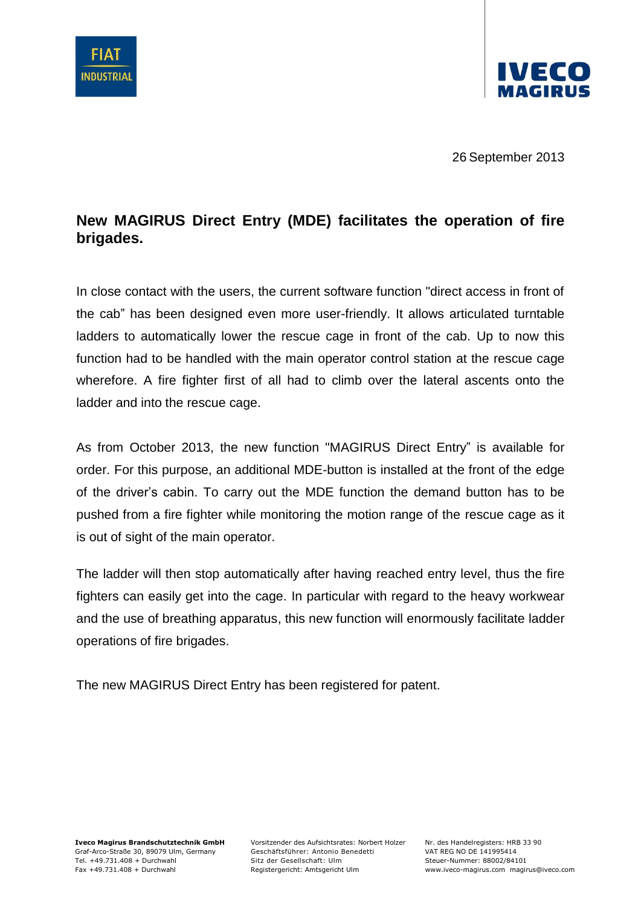FIAT INDUSTRIAL

IVECO MAGIRUS

26 September 2013

## New MAGIRUS Direct Entry (MDE) facilitates the operation of fire brigades.

In close contact with the users, the current software function "direct access in front of the cab" has been designed even more user-friendly. It allows articulated turntable ladders to automatically lower the rescue cage in front of the cab. Up to now this function had to be handled with the main operator control station at the rescue cage wherefore. A fire fighter first of all had to climb over the lateral ascents onto the ladder and into the rescue cage.

As from October 2013, the new function "MAGIRUS Direct Entry" is available for order. For this purpose, an additional MDE-button is installed at the front of the edge of the driver's cabin. To carry out the MDE function the demand button has to be pushed from a fire fighter while monitoring the motion range of the rescue cage as it is out of sight of the main operator.

The ladder will then stop automatically after having reached entry level, thus the fire fighters can easily get into the cage. In particular with regard to the heavy workwear and the use of breathing apparatus, this new function will enormously facilitate ladder operations of fire brigades.

The new MAGIRUS Direct Entry has been registered for patent.

**Iveco Magirus Brandschutztechnik GmbH**
Graf-Arco-Straße 30, 89079 Ulm, Germany
Tel. +49.731.408 + Durchwahl
Fax +49.731.408 + Durchwahl

Vorsitzender des Aufsichtsrates: Norbert Holzer
Geschäftsführer: Antonio Benedetti
Sitz der Gesellschaft: Ulm
Registergericht: Amtsgericht Ulm

Nr. des Handelregisters: HRB 33 90
VAT REG NO DE 141995414
Steuer-Nummer: 88002/84101
www.iveco-magirus.com magirus@iveco.com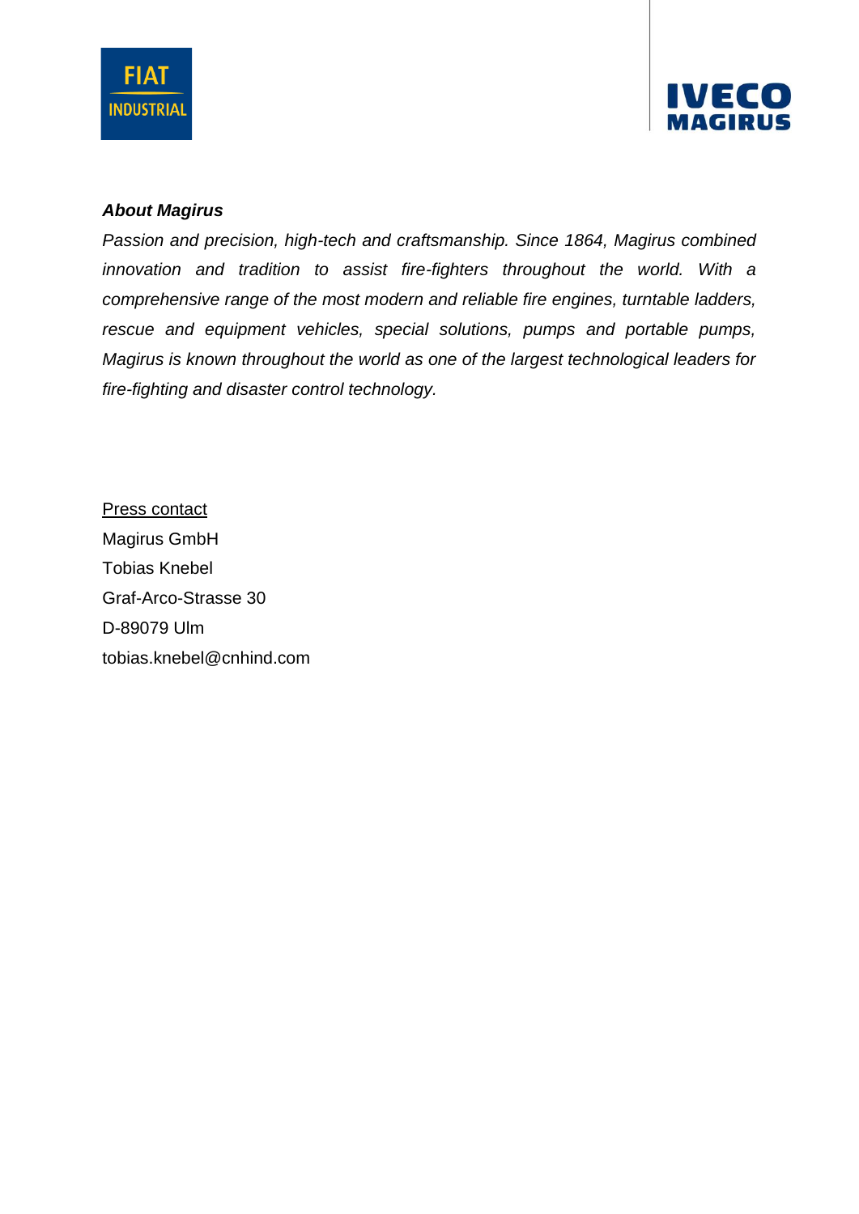***About Magirus***

*Passion and precision, high-tech and craftsmanship. Since 1864, Magirus combined innovation and tradition to assist fire-fighters throughout the world. With a comprehensive range of the most modern and reliable fire engines, turntable ladders, rescue and equipment vehicles, special solutions, pumps and portable pumps, Magirus is known throughout the world as one of the largest technological leaders for fire-fighting and disaster control technology.*

<u>Press contact</u>

Magirus GmbH
Tobias Knebel
Graf-Arco-Strasse 30
D-89079 Ulm
tobias.knebel@cnhind.com